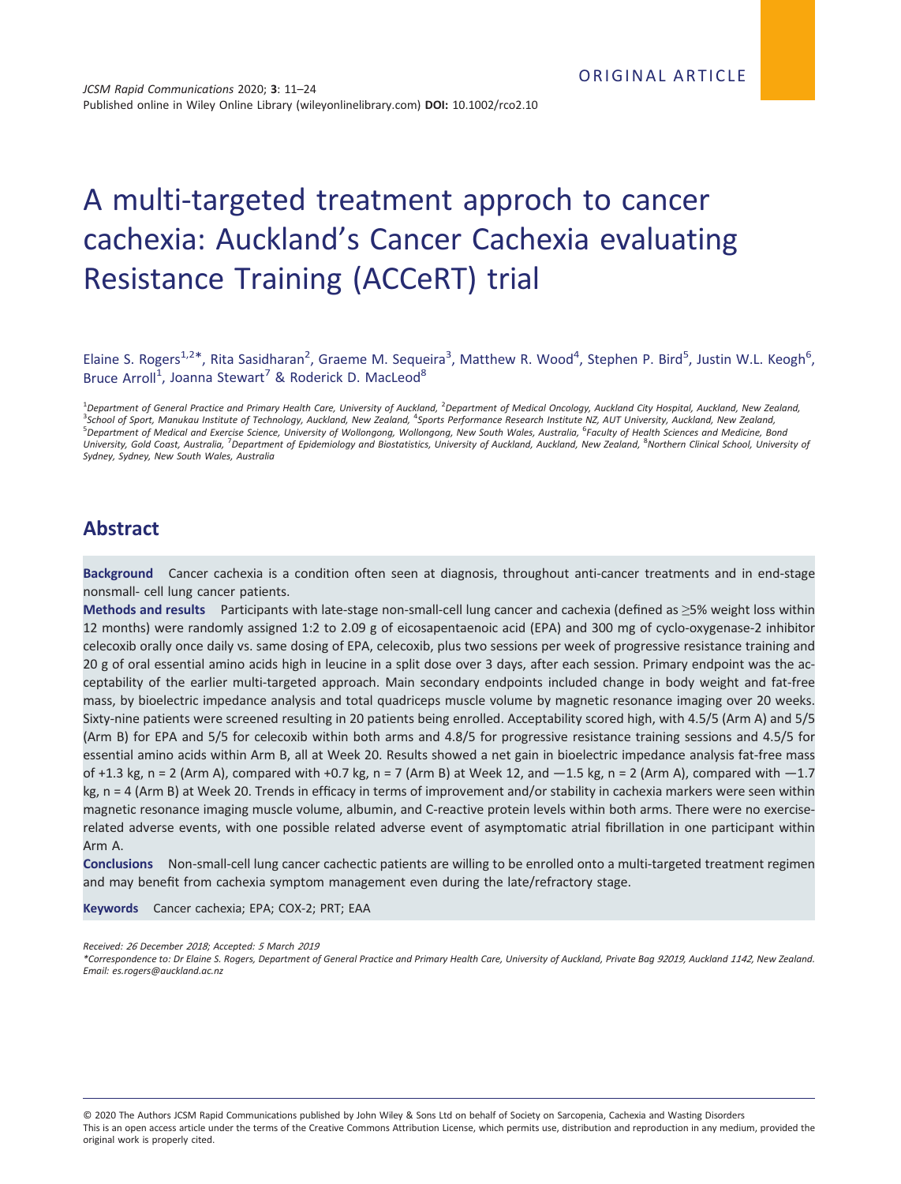ORIGINAL ARTICLE

# A multi-targeted treatment approch to cancer cachexia: Auckland's Cancer Cachexia evaluating Resistance Training (ACCeRT) trial

Elaine S. Rogers[1,2*], Rita Sasidharan[2], Graeme M. Sequeira[3], Matthew R. Wood[4], Stephen P. Bird[5], Justin W.L. Keogh[6], Bruce Arroll[1], Joanna Stewart[7] & Roderick D. MacLeod[8]

[1]Department of General Practice and Primary Health Care, University of Auckland, [2]Department of Medical Oncology, Auckland City Hospital, Auckland, New Zealand, [3]School of Sport, Manukau Institute of Technology, Auckland, New Zealand, [4]Sports Performance Research Institute NZ, AUT University, Auckland, New Zealand, [5]Department of Medical and Exercise Science, University of Wollongong, Wollongong, New South Wales, Australia, [6]Faculty of Health Sciences and Medicine, Bond University, Gold Coast, Australia, [7]Department of Epidemiology and Biostatistics, University of Auckland, Auckland, New Zealand, [8]Northern Clinical School, University of Sydney, Sydney, New South Wales, Australia

## Abstract

**Background** Cancer cachexia is a condition often seen at diagnosis, throughout anti-cancer treatments and in end-stage nonsmall- cell lung cancer patients.

**Methods and results** Participants with late-stage non-small-cell lung cancer and cachexia (defined as ≥5% weight loss within 12 months) were randomly assigned 1:2 to 2.09 g of eicosapentaenoic acid (EPA) and 300 mg of cyclo-oxygenase-2 inhibitor celecoxib orally once daily vs. same dosing of EPA, celecoxib, plus two sessions per week of progressive resistance training and 20 g of oral essential amino acids high in leucine in a split dose over 3 days, after each session. Primary endpoint was the acceptability of the earlier multi-targeted approach. Main secondary endpoints included change in body weight and fat-free mass, by bioelectric impedance analysis and total quadriceps muscle volume by magnetic resonance imaging over 20 weeks. Sixty-nine patients were screened resulting in 20 patients being enrolled. Acceptability scored high, with 4.5/5 (Arm A) and 5/5 (Arm B) for EPA and 5/5 for celecoxib within both arms and 4.8/5 for progressive resistance training sessions and 4.5/5 for essential amino acids within Arm B, all at Week 20. Results showed a net gain in bioelectric impedance analysis fat-free mass of +1.3 kg, n = 2 (Arm A), compared with +0.7 kg, n = 7 (Arm B) at Week 12, and —1.5 kg, n = 2 (Arm A), compared with —1.7 kg, n = 4 (Arm B) at Week 20. Trends in efficacy in terms of improvement and/or stability in cachexia markers were seen within magnetic resonance imaging muscle volume, albumin, and C-reactive protein levels within both arms. There were no exercise-related adverse events, with one possible related adverse event of asymptomatic atrial fibrillation in one participant within Arm A.

**Conclusions** Non-small-cell lung cancer cachectic patients are willing to be enrolled onto a multi-targeted treatment regimen and may benefit from cachexia symptom management even during the late/refractory stage.

**Keywords** Cancer cachexia; EPA; COX-2; PRT; EAA

*Received: 26 December 2018; Accepted: 5 March 2019*

*\*Correspondence to: Dr Elaine S. Rogers, Department of General Practice and Primary Health Care, University of Auckland, Private Bag 92019, Auckland 1142, New Zealand. Email: es.rogers@auckland.ac.nz*

© 2020 The Authors JCSM Rapid Communications published by John Wiley & Sons Ltd on behalf of Society on Sarcopenia, Cachexia and Wasting Disorders
This is an open access article under the terms of the Creative Commons Attribution License, which permits use, distribution and reproduction in any medium, provided the original work is properly cited.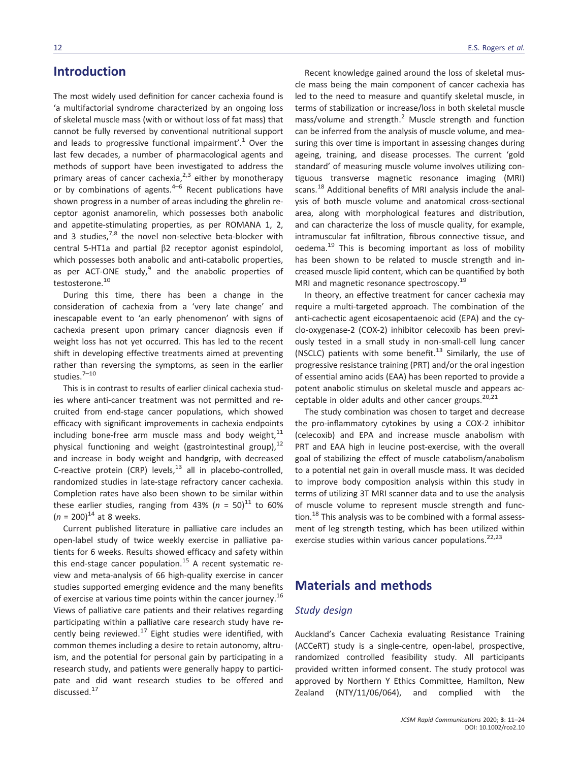## Introduction

The most widely used definition for cancer cachexia found is 'a multifactorial syndrome characterized by an ongoing loss of skeletal muscle mass (with or without loss of fat mass) that cannot be fully reversed by conventional nutritional support and leads to progressive functional impairment'.[1] Over the last few decades, a number of pharmacological agents and methods of support have been investigated to address the primary areas of cancer cachexia,[2,3] either by monotherapy or by combinations of agents.[4–6] Recent publications have shown progress in a number of areas including the ghrelin receptor agonist anamorelin, which possesses both anabolic and appetite-stimulating properties, as per ROMANA 1, 2, and 3 studies,[7,8] the novel non-selective beta-blocker with central 5-HT1a and partial β2 receptor agonist espindolol, which possesses both anabolic and anti-catabolic properties, as per ACT-ONE study,[9] and the anabolic properties of testosterone.[10]

During this time, there has been a change in the consideration of cachexia from a 'very late change' and inescapable event to 'an early phenomenon' with signs of cachexia present upon primary cancer diagnosis even if weight loss has not yet occurred. This has led to the recent shift in developing effective treatments aimed at preventing rather than reversing the symptoms, as seen in the earlier studies.[7–10]

This is in contrast to results of earlier clinical cachexia studies where anti-cancer treatment was not permitted and recruited from end-stage cancer populations, which showed efficacy with significant improvements in cachexia endpoints including bone-free arm muscle mass and body weight,[11] physical functioning and weight (gastrointestinal group),[12] and increase in body weight and handgrip, with decreased C-reactive protein (CRP) levels,[13] all in placebo-controlled, randomized studies in late-stage refractory cancer cachexia. Completion rates have also been shown to be similar within these earlier studies, ranging from 43% ($n$ = 50)[11] to 60% ($n$ = 200)[14] at 8 weeks.

Current published literature in palliative care includes an open-label study of twice weekly exercise in palliative patients for 6 weeks. Results showed efficacy and safety within this end-stage cancer population.[15] A recent systematic review and meta-analysis of 66 high-quality exercise in cancer studies supported emerging evidence and the many benefits of exercise at various time points within the cancer journey.[16] Views of palliative care patients and their relatives regarding participating within a palliative care research study have recently being reviewed.[17] Eight studies were identified, with common themes including a desire to retain autonomy, altruism, and the potential for personal gain by participating in a research study, and patients were generally happy to participate and did want research studies to be offered and discussed.[17]

Recent knowledge gained around the loss of skeletal muscle mass being the main component of cancer cachexia has led to the need to measure and quantify skeletal muscle, in terms of stabilization or increase/loss in both skeletal muscle mass/volume and strength.[2] Muscle strength and function can be inferred from the analysis of muscle volume, and measuring this over time is important in assessing changes during ageing, training, and disease processes. The current 'gold standard' of measuring muscle volume involves utilizing contiguous transverse magnetic resonance imaging (MRI) scans.[18] Additional benefits of MRI analysis include the analysis of both muscle volume and anatomical cross-sectional area, along with morphological features and distribution, and can characterize the loss of muscle quality, for example, intramuscular fat infiltration, fibrous connective tissue, and oedema.[19] This is becoming important as loss of mobility has been shown to be related to muscle strength and increased muscle lipid content, which can be quantified by both MRI and magnetic resonance spectroscopy.[19]

In theory, an effective treatment for cancer cachexia may require a multi-targeted approach. The combination of the anti-cachectic agent eicosapentaenoic acid (EPA) and the cyclo-oxygenase-2 (COX-2) inhibitor celecoxib has been previously tested in a small study in non-small-cell lung cancer (NSCLC) patients with some benefit.[13] Similarly, the use of progressive resistance training (PRT) and/or the oral ingestion of essential amino acids (EAA) has been reported to provide a potent anabolic stimulus on skeletal muscle and appears acceptable in older adults and other cancer groups.[20,21]

The study combination was chosen to target and decrease the pro-inflammatory cytokines by using a COX-2 inhibitor (celecoxib) and EPA and increase muscle anabolism with PRT and EAA high in leucine post-exercise, with the overall goal of stabilizing the effect of muscle catabolism/anabolism to a potential net gain in overall muscle mass. It was decided to improve body composition analysis within this study in terms of utilizing 3T MRI scanner data and to use the analysis of muscle volume to represent muscle strength and function.[18] This analysis was to be combined with a formal assessment of leg strength testing, which has been utilized within exercise studies within various cancer populations.[22,23]

## Materials and methods

### *Study design*

Auckland's Cancer Cachexia evaluating Resistance Training (ACCeRT) study is a single-centre, open-label, prospective, randomized controlled feasibility study. All participants provided written informed consent. The study protocol was approved by Northern Y Ethics Committee, Hamilton, New Zealand (NTY/11/06/064), and complied with the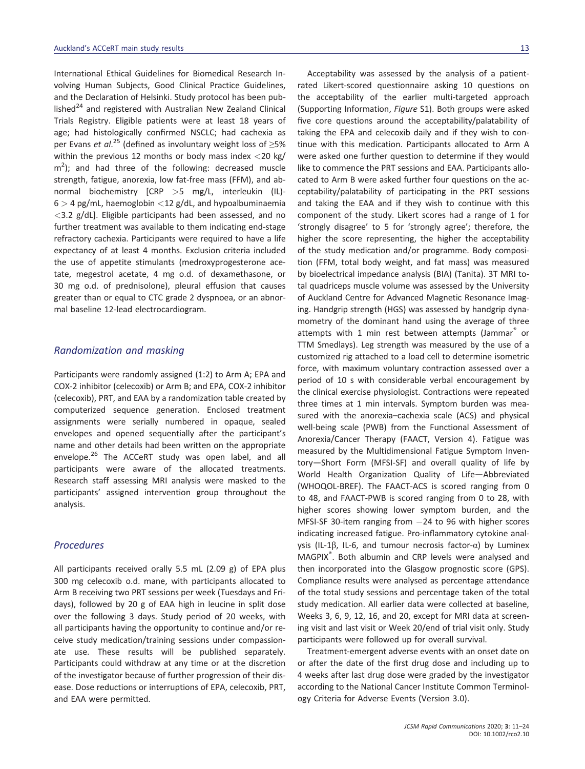International Ethical Guidelines for Biomedical Research Involving Human Subjects, Good Clinical Practice Guidelines, and the Declaration of Helsinki. Study protocol has been published[24] and registered with Australian New Zealand Clinical Trials Registry. Eligible patients were at least 18 years of age; had histologically confirmed NSCLC; had cachexia as per Evans *et al*.[25] (defined as involuntary weight loss of ≥5% within the previous 12 months or body mass index <20 kg/m$^2$); and had three of the following: decreased muscle strength, fatigue, anorexia, low fat-free mass (FFM), and abnormal biochemistry [CRP >5 mg/L, interleukin (IL)-6 > 4 pg/mL, haemoglobin <12 g/dL, and hypoalbuminaemia <3.2 g/dL]. Eligible participants had been assessed, and no further treatment was available to them indicating end-stage refractory cachexia. Participants were required to have a life expectancy of at least 4 months. Exclusion criteria included the use of appetite stimulants (medroxyprogesterone acetate, megestrol acetate, 4 mg o.d. of dexamethasone, or 30 mg o.d. of prednisolone), pleural effusion that causes greater than or equal to CTC grade 2 dyspnoea, or an abnormal baseline 12-lead electrocardiogram.

## *Randomization and masking*

Participants were randomly assigned (1:2) to Arm A; EPA and COX-2 inhibitor (celecoxib) or Arm B; and EPA, COX-2 inhibitor (celecoxib), PRT, and EAA by a randomization table created by computerized sequence generation. Enclosed treatment assignments were serially numbered in opaque, sealed envelopes and opened sequentially after the participant's name and other details had been written on the appropriate envelope.[26] The ACCeRT study was open label, and all participants were aware of the allocated treatments. Research staff assessing MRI analysis were masked to the participants' assigned intervention group throughout the analysis.

## *Procedures*

All participants received orally 5.5 mL (2.09 g) of EPA plus 300 mg celecoxib o.d. mane, with participants allocated to Arm B receiving two PRT sessions per week (Tuesdays and Fridays), followed by 20 g of EAA high in leucine in split dose over the following 3 days. Study period of 20 weeks, with all participants having the opportunity to continue and/or receive study medication/training sessions under compassionate use. These results will be published separately. Participants could withdraw at any time or at the discretion of the investigator because of further progression of their disease. Dose reductions or interruptions of EPA, celecoxib, PRT, and EAA were permitted.

Acceptability was assessed by the analysis of a patient-rated Likert-scored questionnaire asking 10 questions on the acceptability of the earlier multi-targeted approach (Supporting Information, *Figure* S1). Both groups were asked five core questions around the acceptability/palatability of taking the EPA and celecoxib daily and if they wish to continue with this medication. Participants allocated to Arm A were asked one further question to determine if they would like to commence the PRT sessions and EAA. Participants allocated to Arm B were asked further four questions on the acceptability/palatability of participating in the PRT sessions and taking the EAA and if they wish to continue with this component of the study. Likert scores had a range of 1 for 'strongly disagree' to 5 for 'strongly agree'; therefore, the higher the score representing, the higher the acceptability of the study medication and/or programme. Body composition (FFM, total body weight, and fat mass) was measured by bioelectrical impedance analysis (BIA) (Tanita). 3T MRI total quadriceps muscle volume was assessed by the University of Auckland Centre for Advanced Magnetic Resonance Imaging. Handgrip strength (HGS) was assessed by handgrip dynamometry of the dominant hand using the average of three attempts with 1 min rest between attempts (Jammar® or TTM Smedlays). Leg strength was measured by the use of a customized rig attached to a load cell to determine isometric force, with maximum voluntary contraction assessed over a period of 10 s with considerable verbal encouragement by the clinical exercise physiologist. Contractions were repeated three times at 1 min intervals. Symptom burden was measured with the anorexia–cachexia scale (ACS) and physical well-being scale (PWB) from the Functional Assessment of Anorexia/Cancer Therapy (FAACT, Version 4). Fatigue was measured by the Multidimensional Fatigue Symptom Inventory—Short Form (MFSI-SF) and overall quality of life by World Health Organization Quality of Life—Abbreviated (WHOQOL-BREF). The FAACT-ACS is scored ranging from 0 to 48, and FAACT-PWB is scored ranging from 0 to 28, with higher scores showing lower symptom burden, and the MFSI-SF 30-item ranging from −24 to 96 with higher scores indicating increased fatigue. Pro-inflammatory cytokine analysis (IL-1β, IL-6, and tumour necrosis factor-α) by Luminex MAGPIX®. Both albumin and CRP levels were analysed and then incorporated into the Glasgow prognostic score (GPS). Compliance results were analysed as percentage attendance of the total study sessions and percentage taken of the total study medication. All earlier data were collected at baseline, Weeks 3, 6, 9, 12, 16, and 20, except for MRI data at screening visit and last visit or Week 20/end of trial visit only. Study participants were followed up for overall survival.

Treatment-emergent adverse events with an onset date on or after the date of the first drug dose and including up to 4 weeks after last drug dose were graded by the investigator according to the National Cancer Institute Common Terminology Criteria for Adverse Events (Version 3.0).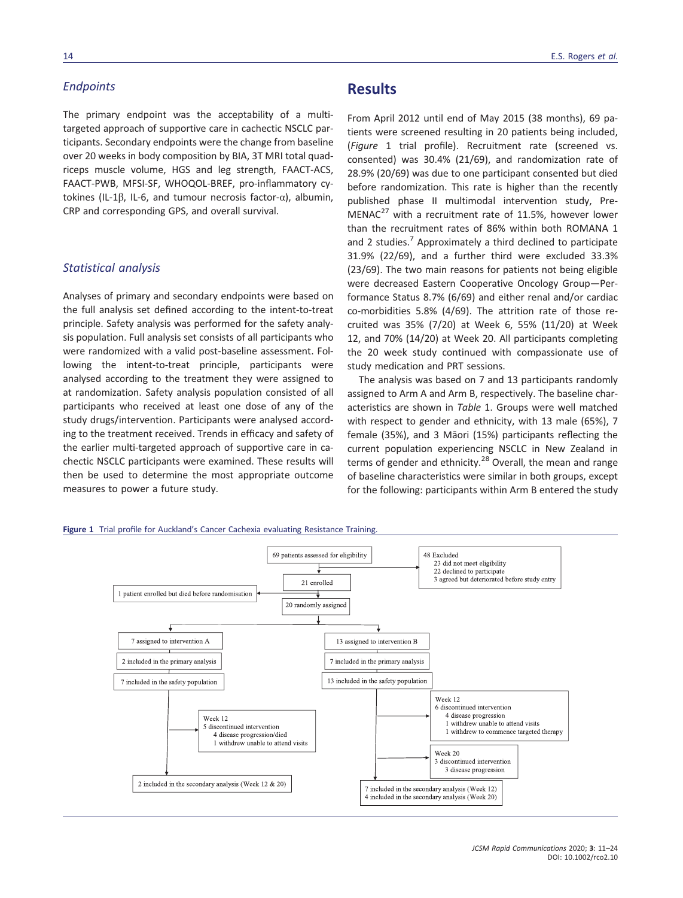### Endpoints

The primary endpoint was the acceptability of a multi-targeted approach of supportive care in cachectic NSCLC participants. Secondary endpoints were the change from baseline over 20 weeks in body composition by BIA, 3T MRI total quadriceps muscle volume, HGS and leg strength, FAACT-ACS, FAACT-PWB, MFSI-SF, WHOQOL-BREF, pro-inflammatory cytokines (IL-1β, IL-6, and tumour necrosis factor-α), albumin, CRP and corresponding GPS, and overall survival.

### Statistical analysis

Analyses of primary and secondary endpoints were based on the full analysis set defined according to the intent-to-treat principle. Safety analysis was performed for the safety analysis population. Full analysis set consists of all participants who were randomized with a valid post-baseline assessment. Following the intent-to-treat principle, participants were analysed according to the treatment they were assigned to at randomization. Safety analysis population consisted of all participants who received at least one dose of any of the study drugs/intervention. Participants were analysed according to the treatment received. Trends in efficacy and safety of the earlier multi-targeted approach of supportive care in cachectic NSCLC participants were examined. These results will then be used to determine the most appropriate outcome measures to power a future study.

## Results

From April 2012 until end of May 2015 (38 months), 69 patients were screened resulting in 20 patients being included, (*Figure* 1 trial profile). Recruitment rate (screened vs. consented) was 30.4% (21/69), and randomization rate of 28.9% (20/69) was due to one participant consented but died before randomization. This rate is higher than the recently published phase II multimodal intervention study, Pre-MENAC[27] with a recruitment rate of 11.5%, however lower than the recruitment rates of 86% within both ROMANA 1 and 2 studies.[7] Approximately a third declined to participate 31.9% (22/69), and a further third were excluded 33.3% (23/69). The two main reasons for patients not being eligible were decreased Eastern Cooperative Oncology Group—Performance Status 8.7% (6/69) and either renal and/or cardiac co-morbidities 5.8% (4/69). The attrition rate of those recruited was 35% (7/20) at Week 6, 55% (11/20) at Week 12, and 70% (14/20) at Week 20. All participants completing the 20 week study continued with compassionate use of study medication and PRT sessions.

The analysis was based on 7 and 13 participants randomly assigned to Arm A and Arm B, respectively. The baseline characteristics are shown in *Table* 1. Groups were well matched with respect to gender and ethnicity, with 13 male (65%), 7 female (35%), and 3 Māori (15%) participants reflecting the current population experiencing NSCLC in New Zealand in terms of gender and ethnicity.[28] Overall, the mean and range of baseline characteristics were similar in both groups, except for the following: participants within Arm B entered the study

**Figure 1** Trial profile for Auckland's Cancer Cachexia evaluating Resistance Training.

69 patients assessed for eligibility

48 Excluded
- 23 did not meet eligibility
- 22 declined to participate
- 3 agreed but deteriorated before study entry

21 enrolled

1 patient enrolled but died before randomisation

20 randomly assigned

7 assigned to intervention A
- 2 included in the primary analysis
- 7 included in the safety population
- Week 12: 5 discontinued intervention
  - 4 disease progression/died
  - 1 withdrew unable to attend visits
- 2 included in the secondary analysis (Week 12 & 20)

13 assigned to intervention B
- 7 included in the primary analysis
- 13 included in the safety population
- Week 12: 6 discontinued intervention
  - 4 disease progression
  - 1 withdrew unable to attend visits
  - 1 withdrew to commence targeted therapy
- Week 20: 3 discontinued intervention
  - 3 disease progression
- 7 included in the secondary analysis (Week 12)
- 4 included in the secondary analysis (Week 20)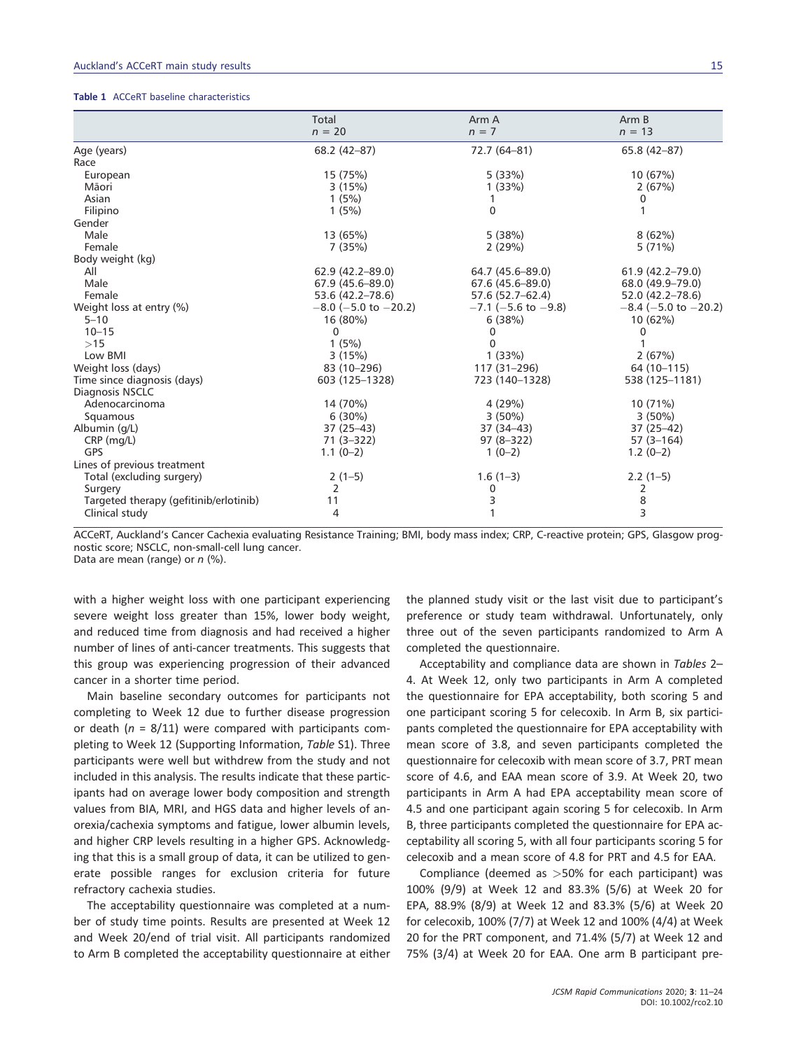**Table 1** ACCeRT baseline characteristics

| | Total $n = 20$ | Arm A $n = 7$ | Arm B $n = 13$ |
|---|---|---|---|
| Age (years) | 68.2 (42–87) | 72.7 (64–81) | 65.8 (42–87) |
| Race | | | |
| European | 15 (75%) | 5 (33%) | 10 (67%) |
| Māori | 3 (15%) | 1 (33%) | 2 (67%) |
| Asian | 1 (5%) | 1 | 0 |
| Filipino | 1 (5%) | 0 | 1 |
| Gender | | | |
| Male | 13 (65%) | 5 (38%) | 8 (62%) |
| Female | 7 (35%) | 2 (29%) | 5 (71%) |
| Body weight (kg) | | | |
| All | 62.9 (42.2–89.0) | 64.7 (45.6–89.0) | 61.9 (42.2–79.0) |
| Male | 67.9 (45.6–89.0) | 67.6 (45.6–89.0) | 68.0 (49.9–79.0) |
| Female | 53.6 (42.2–78.6) | 57.6 (52.7–62.4) | 52.0 (42.2–78.6) |
| Weight loss at entry (%) | −8.0 (−5.0 to −20.2) | −7.1 (−5.6 to −9.8) | −8.4 (−5.0 to −20.2) |
| 5–10 | 16 (80%) | 6 (38%) | 10 (62%) |
| 10–15 | 0 | 0 | 0 |
| >15 | 1 (5%) | 0 | 1 |
| Low BMI | 3 (15%) | 1 (33%) | 2 (67%) |
| Weight loss (days) | 83 (10–296) | 117 (31–296) | 64 (10–115) |
| Time since diagnosis (days) | 603 (125–1328) | 723 (140–1328) | 538 (125–1181) |
| Diagnosis NSCLC | | | |
| Adenocarcinoma | 14 (70%) | 4 (29%) | 10 (71%) |
| Squamous | 6 (30%) | 3 (50%) | 3 (50%) |
| Albumin (g/L) | 37 (25–43) | 37 (34–43) | 37 (25–42) |
| CRP (mg/L) | 71 (3–322) | 97 (8–322) | 57 (3–164) |
| GPS | 1.1 (0–2) | 1 (0–2) | 1.2 (0–2) |
| Lines of previous treatment | | | |
| Total (excluding surgery) | 2 (1–5) | 1.6 (1–3) | 2.2 (1–5) |
| Surgery | 2 | 0 | 2 |
| Targeted therapy (gefitinib/erlotinib) | 11 | 3 | 8 |
| Clinical study | 4 | 1 | 3 |

ACCeRT, Auckland's Cancer Cachexia evaluating Resistance Training; BMI, body mass index; CRP, C-reactive protein; GPS, Glasgow prognostic score; NSCLC, non-small-cell lung cancer.
Data are mean (range) or *n* (%).

with a higher weight loss with one participant experiencing severe weight loss greater than 15%, lower body weight, and reduced time from diagnosis and had received a higher number of lines of anti-cancer treatments. This suggests that this group was experiencing progression of their advanced cancer in a shorter time period.

Main baseline secondary outcomes for participants not completing to Week 12 due to further disease progression or death ($n = 8/11$) were compared with participants completing to Week 12 (Supporting Information, *Table* S1). Three participants were well but withdrew from the study and not included in this analysis. The results indicate that these participants had on average lower body composition and strength values from BIA, MRI, and HGS data and higher levels of anorexia/cachexia symptoms and fatigue, lower albumin levels, and higher CRP levels resulting in a higher GPS. Acknowledging that this is a small group of data, it can be utilized to generate possible ranges for exclusion criteria for future refractory cachexia studies.

The acceptability questionnaire was completed at a number of study time points. Results are presented at Week 12 and Week 20/end of trial visit. All participants randomized to Arm B completed the acceptability questionnaire at either the planned study visit or the last visit due to participant's preference or study team withdrawal. Unfortunately, only three out of the seven participants randomized to Arm A completed the questionnaire.

Acceptability and compliance data are shown in *Tables* 2–4. At Week 12, only two participants in Arm A completed the questionnaire for EPA acceptability, both scoring 5 and one participant scoring 5 for celecoxib. In Arm B, six participants completed the questionnaire for EPA acceptability with mean score of 3.8, and seven participants completed the questionnaire for celecoxib with mean score of 3.7, PRT mean score of 4.6, and EAA mean score of 3.9. At Week 20, two participants in Arm A had EPA acceptability mean score of 4.5 and one participant again scoring 5 for celecoxib. In Arm B, three participants completed the questionnaire for EPA acceptability all scoring 5, with all four participants scoring 5 for celecoxib and a mean score of 4.8 for PRT and 4.5 for EAA.

Compliance (deemed as >50% for each participant) was 100% (9/9) at Week 12 and 83.3% (5/6) at Week 20 for EPA, 88.9% (8/9) at Week 12 and 83.3% (5/6) at Week 20 for celecoxib, 100% (7/7) at Week 12 and 100% (4/4) at Week 20 for the PRT component, and 71.4% (5/7) at Week 12 and 75% (3/4) at Week 20 for EAA. One arm B participant pre-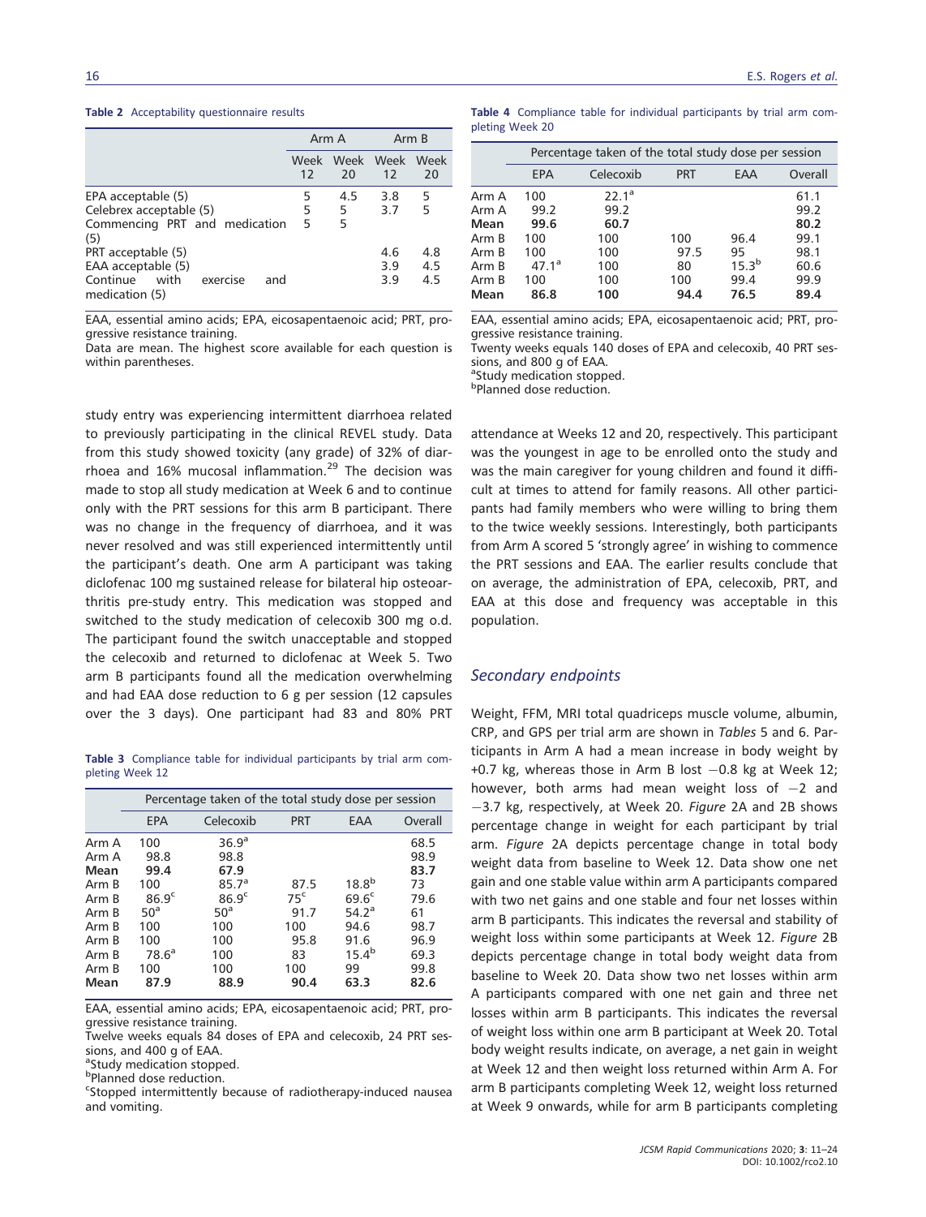**Table 2** Acceptability questionnaire results

| | Arm A | | Arm B | |
|---|---|---|---|---|
| | Week 12 | Week 20 | Week 12 | Week 20 |
| EPA acceptable (5) | 5 | 4.5 | 3.8 | 5 |
| Celebrex acceptable (5) | 5 | 5 | 3.7 | 5 |
| Commencing PRT and medication (5) | 5 | 5 | | |
| PRT acceptable (5) | | | 4.6 | 4.8 |
| EAA acceptable (5) | | | 3.9 | 4.5 |
| Continue with exercise and medication (5) | | | 3.9 | 4.5 |

EAA, essential amino acids; EPA, eicosapentaenoic acid; PRT, progressive resistance training.
Data are mean. The highest score available for each question is within parentheses.

study entry was experiencing intermittent diarrhoea related to previously participating in the clinical REVEL study. Data from this study showed toxicity (any grade) of 32% of diarrhoea and 16% mucosal inflammation.[29] The decision was made to stop all study medication at Week 6 and to continue only with the PRT sessions for this arm B participant. There was no change in the frequency of diarrhoea, and it was never resolved and was still experienced intermittently until the participant's death. One arm A participant was taking diclofenac 100 mg sustained release for bilateral hip osteoarthritis pre-study entry. This medication was stopped and switched to the study medication of celecoxib 300 mg o.d. The participant found the switch unacceptable and stopped the celecoxib and returned to diclofenac at Week 5. Two arm B participants found all the medication overwhelming and had EAA dose reduction to 6 g per session (12 capsules over the 3 days). One participant had 83 and 80% PRT attendance at Weeks 12 and 20, respectively. This participant was the youngest in age to be enrolled onto the study and was the main caregiver for young children and found it difficult at times to attend for family reasons. All other participants had family members who were willing to bring them to the twice weekly sessions. Interestingly, both participants from Arm A scored 5 'strongly agree' in wishing to commence the PRT sessions and EAA. The earlier results conclude that on average, the administration of EPA, celecoxib, PRT, and EAA at this dose and frequency was acceptable in this population.

**Table 3** Compliance table for individual participants by trial arm completing Week 12

| | Percentage taken of the total study dose per session | | | | |
|---|---|---|---|---|---|
| | EPA | Celecoxib | PRT | EAA | Overall |
| Arm A | 100 | 36.9[a] | | | 68.5 |
| Arm A | 98.8 | 98.8 | | | 98.9 |
| **Mean** | **99.4** | **67.9** | | | **83.7** |
| Arm B | 100 | 85.7[a] | 87.5 | 18.8[b] | 73 |
| Arm B | 86.9[c] | 86.9[c] | 75[c] | 69.6[c] | 79.6 |
| Arm B | 50[a] | 50[a] | 91.7 | 54.2[a] | 61 |
| Arm B | 100 | 100 | 100 | 94.6 | 98.7 |
| Arm B | 100 | 100 | 95.8 | 91.6 | 96.9 |
| Arm B | 78.6[a] | 100 | 83 | 15.4[b] | 69.3 |
| Arm B | 100 | 100 | 100 | 99 | 99.8 |
| **Mean** | **87.9** | **88.9** | **90.4** | **63.3** | **82.6** |

EAA, essential amino acids; EPA, eicosapentaenoic acid; PRT, progressive resistance training.
Twelve weeks equals 84 doses of EPA and celecoxib, 24 PRT sessions, and 400 g of EAA.
[a]Study medication stopped.
[b]Planned dose reduction.
[c]Stopped intermittently because of radiotherapy-induced nausea and vomiting.

**Table 4** Compliance table for individual participants by trial arm completing Week 20

| | Percentage taken of the total study dose per session | | | | |
|---|---|---|---|---|---|
| | EPA | Celecoxib | PRT | EAA | Overall |
| Arm A | 100 | 22.1[a] | | | 61.1 |
| Arm A | 99.2 | 99.2 | | | 99.2 |
| **Mean** | **99.6** | **60.7** | | | **80.2** |
| Arm B | 100 | 100 | 100 | 96.4 | 99.1 |
| Arm B | 100 | 100 | 97.5 | 95 | 98.1 |
| Arm B | 47.1[a] | 100 | 80 | 15.3[b] | 60.6 |
| Arm B | 100 | 100 | 100 | 99.4 | 99.9 |
| **Mean** | **86.8** | **100** | **94.4** | **76.5** | **89.4** |

EAA, essential amino acids; EPA, eicosapentaenoic acid; PRT, progressive resistance training.
Twenty weeks equals 140 doses of EPA and celecoxib, 40 PRT sessions, and 800 g of EAA.
[a]Study medication stopped.
[b]Planned dose reduction.

## Secondary endpoints

Weight, FFM, MRI total quadriceps muscle volume, albumin, CRP, and GPS per trial arm are shown in *Tables* 5 and 6. Participants in Arm A had a mean increase in body weight by +0.7 kg, whereas those in Arm B lost −0.8 kg at Week 12; however, both arms had mean weight loss of −2 and −3.7 kg, respectively, at Week 20. *Figure* 2A and 2B shows percentage change in weight for each participant by trial arm. *Figure* 2A depicts percentage change in total body weight data from baseline to Week 12. Data show one net gain and one stable value within arm A participants compared with two net gains and one stable and four net losses within arm B participants. This indicates the reversal and stability of weight loss within some participants at Week 12. *Figure* 2B depicts percentage change in total body weight data from baseline to Week 20. Data show two net losses within arm A participants compared with one net gain and three net losses within arm B participants. This indicates the reversal of weight loss within one arm B participant at Week 20. Total body weight results indicate, on average, a net gain in weight at Week 12 and then weight loss returned within Arm A. For arm B participants completing Week 12, weight loss returned at Week 9 onwards, while for arm B participants completing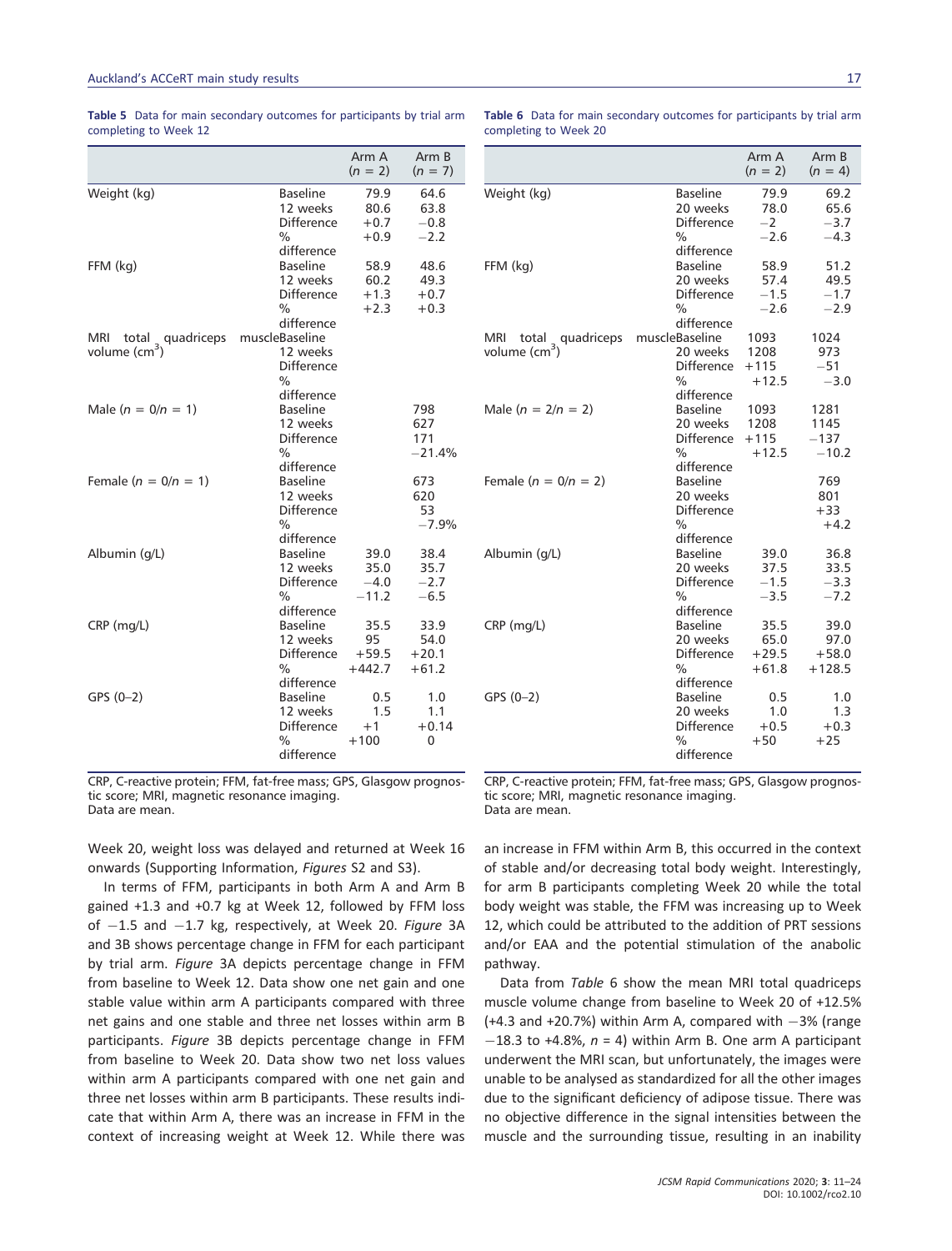**Table 5** Data for main secondary outcomes for participants by trial arm completing to Week 12

| | | Arm A ($n$ = 2) | Arm B ($n$ = 7) |
|---|---|---|---|
| Weight (kg) | Baseline | 79.9 | 64.6 |
| | 12 weeks | 80.6 | 63.8 |
| | Difference | +0.7 | −0.8 |
| | % difference | +0.9 | −2.2 |
| FFM (kg) | Baseline | 58.9 | 48.6 |
| | 12 weeks | 60.2 | 49.3 |
| | Difference | +1.3 | +0.7 |
| | % difference | +2.3 | +0.3 |
| MRI total quadriceps muscle volume ($cm^3$) | Baseline | | |
| | 12 weeks | | |
| | Difference | | |
| | % difference | | |
| Male ($n$ = 0/$n$ = 1) | Baseline | | 798 |
| | 12 weeks | | 627 |
| | Difference | | 171 |
| | % difference | | −21.4% |
| Female ($n$ = 0/$n$ = 1) | Baseline | | 673 |
| | 12 weeks | | 620 |
| | Difference | | 53 |
| | % difference | | −7.9% |
| Albumin (g/L) | Baseline | 39.0 | 38.4 |
| | 12 weeks | 35.0 | 35.7 |
| | Difference | −4.0 | −2.7 |
| | % difference | −11.2 | −6.5 |
| CRP (mg/L) | Baseline | 35.5 | 33.9 |
| | 12 weeks | 95 | 54.0 |
| | Difference | +59.5 | +20.1 |
| | % difference | +442.7 | +61.2 |
| GPS (0–2) | Baseline | 0.5 | 1.0 |
| | 12 weeks | 1.5 | 1.1 |
| | Difference | +1 | +0.14 |
| | % difference | +100 | 0 |

CRP, C-reactive protein; FFM, fat-free mass; GPS, Glasgow prognostic score; MRI, magnetic resonance imaging.
Data are mean.

**Table 6** Data for main secondary outcomes for participants by trial arm completing to Week 20

| | | Arm A ($n$ = 2) | Arm B ($n$ = 4) |
|---|---|---|---|
| Weight (kg) | Baseline | 79.9 | 69.2 |
| | 20 weeks | 78.0 | 65.6 |
| | Difference | −2 | −3.7 |
| | % difference | −2.6 | −4.3 |
| FFM (kg) | Baseline | 58.9 | 51.2 |
| | 20 weeks | 57.4 | 49.5 |
| | Difference | −1.5 | −1.7 |
| | % difference | −2.6 | −2.9 |
| MRI total quadriceps muscle volume ($cm^3$) | Baseline | 1093 | 1024 |
| | 20 weeks | 1208 | 973 |
| | Difference | +115 | −51 |
| | % difference | +12.5 | −3.0 |
| Male ($n$ = 2/$n$ = 2) | Baseline | 1093 | 1281 |
| | 20 weeks | 1208 | 1145 |
| | Difference | +115 | −137 |
| | % difference | +12.5 | −10.2 |
| Female ($n$ = 0/$n$ = 2) | Baseline | | 769 |
| | 20 weeks | | 801 |
| | Difference | | +33 |
| | % difference | | +4.2 |
| Albumin (g/L) | Baseline | 39.0 | 36.8 |
| | 20 weeks | 37.5 | 33.5 |
| | Difference | −1.5 | −3.3 |
| | % difference | −3.5 | −7.2 |
| CRP (mg/L) | Baseline | 35.5 | 39.0 |
| | 20 weeks | 65.0 | 97.0 |
| | Difference | +29.5 | +58.0 |
| | % difference | +61.8 | +128.5 |
| GPS (0–2) | Baseline | 0.5 | 1.0 |
| | 20 weeks | 1.0 | 1.3 |
| | Difference | +0.5 | +0.3 |
| | % difference | +50 | +25 |

CRP, C-reactive protein; FFM, fat-free mass; GPS, Glasgow prognostic score; MRI, magnetic resonance imaging.
Data are mean.

Week 20, weight loss was delayed and returned at Week 16 onwards (Supporting Information, *Figures* S2 and S3).

In terms of FFM, participants in both Arm A and Arm B gained +1.3 and +0.7 kg at Week 12, followed by FFM loss of −1.5 and −1.7 kg, respectively, at Week 20. *Figure* 3A and 3B shows percentage change in FFM for each participant by trial arm. *Figure* 3A depicts percentage change in FFM from baseline to Week 12. Data show one net gain and one stable value within arm A participants compared with three net gains and one stable and three net losses within arm B participants. *Figure* 3B depicts percentage change in FFM from baseline to Week 20. Data show two net loss values within arm A participants compared with one net gain and three net losses within arm B participants. These results indicate that within Arm A, there was an increase in FFM in the context of increasing weight at Week 12. While there was an increase in FFM within Arm B, this occurred in the context of stable and/or decreasing total body weight. Interestingly, for arm B participants completing Week 20 while the total body weight was stable, the FFM was increasing up to Week 12, which could be attributed to the addition of PRT sessions and/or EAA and the potential stimulation of the anabolic pathway.

Data from *Table* 6 show the mean MRI total quadriceps muscle volume change from baseline to Week 20 of +12.5% (+4.3 and +20.7%) within Arm A, compared with −3% (range −18.3 to +4.8%, $n$ = 4) within Arm B. One arm A participant underwent the MRI scan, but unfortunately, the images were unable to be analysed as standardized for all the other images due to the significant deficiency of adipose tissue. There was no objective difference in the signal intensities between the muscle and the surrounding tissue, resulting in an inability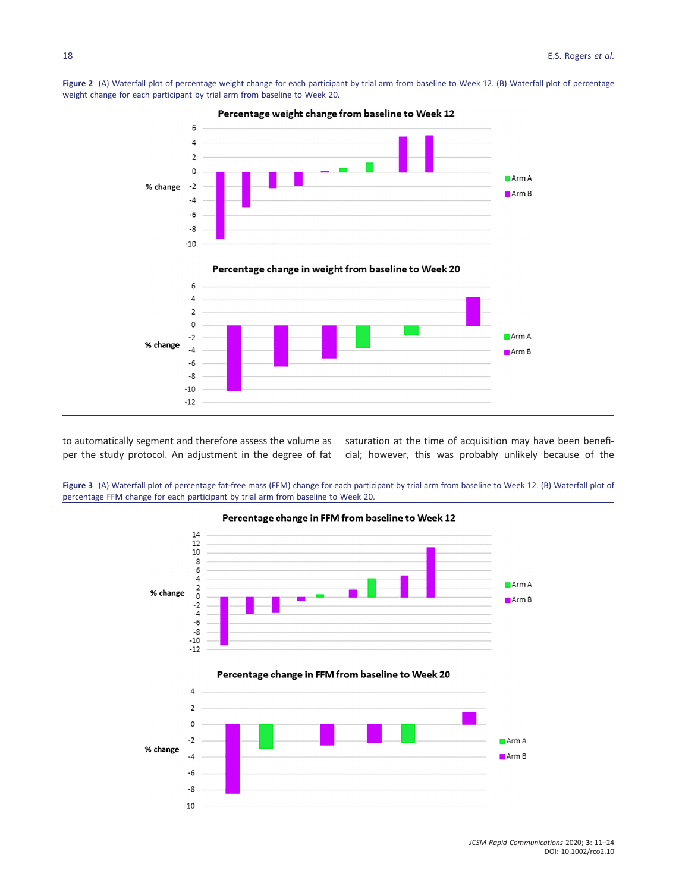**Figure 2** (A) Waterfall plot of percentage weight change for each participant by trial arm from baseline to Week 12. (B) Waterfall plot of percentage weight change for each participant by trial arm from baseline to Week 20.

to automatically segment and therefore assess the volume as per the study protocol. An adjustment in the degree of fat saturation at the time of acquisition may have been beneficial; however, this was probably unlikely because of the

**Figure 3** (A) Waterfall plot of percentage fat-free mass (FFM) change for each participant by trial arm from baseline to Week 12. (B) Waterfall plot of percentage FFM change for each participant by trial arm from baseline to Week 20.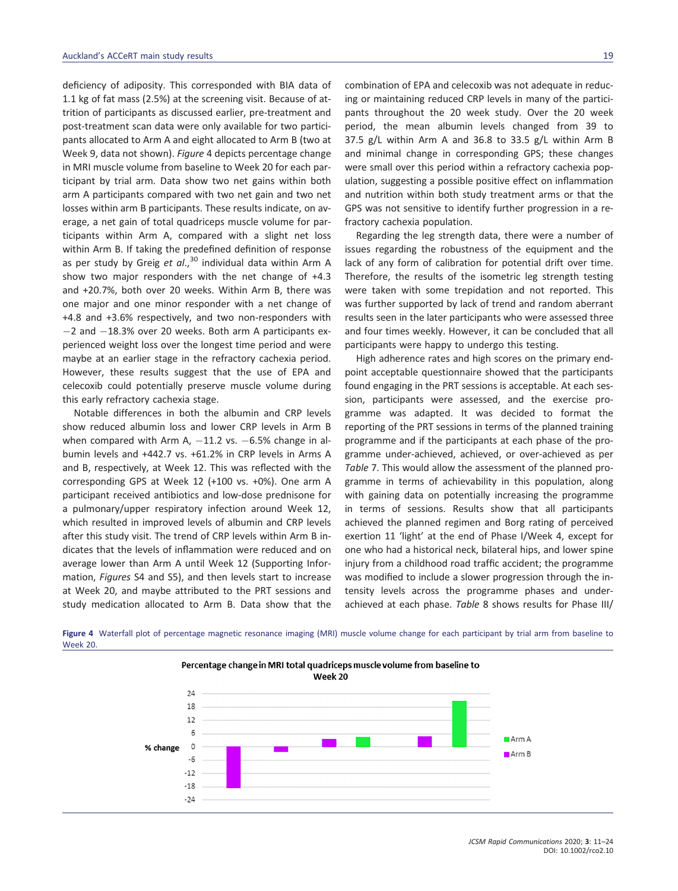deficiency of adiposity. This corresponded with BIA data of 1.1 kg of fat mass (2.5%) at the screening visit. Because of attrition of participants as discussed earlier, pre-treatment and post-treatment scan data were only available for two participants allocated to Arm A and eight allocated to Arm B (two at Week 9, data not shown). *Figure* 4 depicts percentage change in MRI muscle volume from baseline to Week 20 for each participant by trial arm. Data show two net gains within both arm A participants compared with two net gain and two net losses within arm B participants. These results indicate, on average, a net gain of total quadriceps muscle volume for participants within Arm A, compared with a slight net loss within Arm B. If taking the predefined definition of response as per study by Greig *et al.*,[30] individual data within Arm A show two major responders with the net change of +4.3 and +20.7%, both over 20 weeks. Within Arm B, there was one major and one minor responder with a net change of +4.8 and +3.6% respectively, and two non-responders with −2 and −18.3% over 20 weeks. Both arm A participants experienced weight loss over the longest time period and were maybe at an earlier stage in the refractory cachexia period. However, these results suggest that the use of EPA and celecoxib could potentially preserve muscle volume during this early refractory cachexia stage.

Notable differences in both the albumin and CRP levels show reduced albumin loss and lower CRP levels in Arm B when compared with Arm A, −11.2 vs. −6.5% change in albumin levels and +442.7 vs. +61.2% in CRP levels in Arms A and B, respectively, at Week 12. This was reflected with the corresponding GPS at Week 12 (+100 vs. +0%). One arm A participant received antibiotics and low-dose prednisone for a pulmonary/upper respiratory infection around Week 12, which resulted in improved levels of albumin and CRP levels after this study visit. The trend of CRP levels within Arm B indicates that the levels of inflammation were reduced and on average lower than Arm A until Week 12 (Supporting Information, *Figures* S4 and S5), and then levels start to increase at Week 20, and maybe attributed to the PRT sessions and study medication allocated to Arm B. Data show that the combination of EPA and celecoxib was not adequate in reducing or maintaining reduced CRP levels in many of the participants throughout the 20 week study. Over the 20 week period, the mean albumin levels changed from 39 to 37.5 g/L within Arm A and 36.8 to 33.5 g/L within Arm B and minimal change in corresponding GPS; these changes were small over this period within a refractory cachexia population, suggesting a possible positive effect on inflammation and nutrition within both study treatment arms or that the GPS was not sensitive to identify further progression in a refractory cachexia population.

Regarding the leg strength data, there were a number of issues regarding the robustness of the equipment and the lack of any form of calibration for potential drift over time. Therefore, the results of the isometric leg strength testing were taken with some trepidation and not reported. This was further supported by lack of trend and random aberrant results seen in the later participants who were assessed three and four times weekly. However, it can be concluded that all participants were happy to undergo this testing.

High adherence rates and high scores on the primary endpoint acceptable questionnaire showed that the participants found engaging in the PRT sessions is acceptable. At each session, participants were assessed, and the exercise programme was adapted. It was decided to format the reporting of the PRT sessions in terms of the planned training programme and if the participants at each phase of the programme under-achieved, achieved, or over-achieved as per *Table* 7. This would allow the assessment of the planned programme in terms of achievability in this population, along with gaining data on potentially increasing the programme in terms of sessions. Results show that all participants achieved the planned regimen and Borg rating of perceived exertion 11 'light' at the end of Phase I/Week 4, except for one who had a historical neck, bilateral hips, and lower spine injury from a childhood road traffic accident; the programme was modified to include a slower progression through the intensity levels across the programme phases and under-achieved at each phase. *Table* 8 shows results for Phase III/

**Figure 4** Waterfall plot of percentage magnetic resonance imaging (MRI) muscle volume change for each participant by trial arm from baseline to Week 20.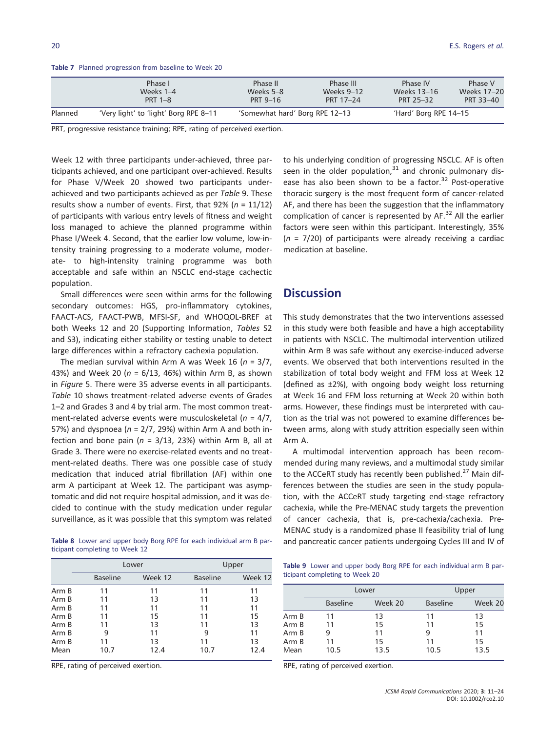**Table 7** Planned progression from baseline to Week 20

| | Phase I Weeks 1–4 PRT 1–8 | Phase II Weeks 5–8 PRT 9–16 | Phase III Weeks 9–12 PRT 17–24 | Phase IV Weeks 13–16 PRT 25–32 | Phase V Weeks 17–20 PRT 33–40 |
|---|---|---|---|---|---|
| Planned | 'Very light' to 'light' Borg RPE 8–11 | 'Somewhat hard' Borg RPE 12–13 | | 'Hard' Borg RPE 14–15 | |

PRT, progressive resistance training; RPE, rating of perceived exertion.

Week 12 with three participants under-achieved, three participants achieved, and one participant over-achieved. Results for Phase V/Week 20 showed two participants under-achieved and two participants achieved as per *Table* 9. These results show a number of events. First, that 92% ($n$ = 11/12) of participants with various entry levels of fitness and weight loss managed to achieve the planned programme within Phase I/Week 4. Second, that the earlier low volume, low-intensity training progressing to a moderate volume, moderate- to high-intensity training programme was both acceptable and safe within an NSCLC end-stage cachectic population.

Small differences were seen within arms for the following secondary outcomes: HGS, pro-inflammatory cytokines, FAACT-ACS, FAACT-PWB, MFSI-SF, and WHOQOL-BREF at both Weeks 12 and 20 (Supporting Information, *Tables* S2 and S3), indicating either stability or testing unable to detect large differences within a refractory cachexia population.

The median survival within Arm A was Week 16 ($n$ = 3/7, 43%) and Week 20 ($n$ = 6/13, 46%) within Arm B, as shown in *Figure* 5. There were 35 adverse events in all participants. *Table* 10 shows treatment-related adverse events of Grades 1–2 and Grades 3 and 4 by trial arm. The most common treatment-related adverse events were musculoskeletal ($n$ = 4/7, 57%) and dyspnoea ($n$ = 2/7, 29%) within Arm A and both infection and bone pain ($n$ = 3/13, 23%) within Arm B, all at Grade 3. There were no exercise-related events and no treatment-related deaths. There was one possible case of study medication that induced atrial fibrillation (AF) within one arm A participant at Week 12. The participant was asymptomatic and did not require hospital admission, and it was decided to continue with the study medication under regular surveillance, as it was possible that this symptom was related to his underlying condition of progressing NSCLC. AF is often seen in the older population,[31] and chronic pulmonary disease has also been shown to be a factor.[32] Post-operative thoracic surgery is the most frequent form of cancer-related AF, and there has been the suggestion that the inflammatory complication of cancer is represented by AF.[32] All the earlier factors were seen within this participant. Interestingly, 35% ($n$ = 7/20) of participants were already receiving a cardiac medication at baseline.

**Table 8** Lower and upper body Borg RPE for each individual arm B participant completing to Week 12

| | Lower | | Upper | |
|---|---|---|---|---|
| | Baseline | Week 12 | Baseline | Week 12 |
| Arm B | 11 | 11 | 11 | 11 |
| Arm B | 11 | 13 | 11 | 13 |
| Arm B | 11 | 11 | 11 | 11 |
| Arm B | 11 | 15 | 11 | 15 |
| Arm B | 11 | 13 | 11 | 13 |
| Arm B | 9 | 11 | 9 | 11 |
| Arm B | 11 | 13 | 11 | 13 |
| Mean | 10.7 | 12.4 | 10.7 | 12.4 |

RPE, rating of perceived exertion.

## Discussion

This study demonstrates that the two interventions assessed in this study were both feasible and have a high acceptability in patients with NSCLC. The multimodal intervention utilized within Arm B was safe without any exercise-induced adverse events. We observed that both interventions resulted in the stabilization of total body weight and FFM loss at Week 12 (defined as ±2%), with ongoing body weight loss returning at Week 16 and FFM loss returning at Week 20 within both arms. However, these findings must be interpreted with caution as the trial was not powered to examine differences between arms, along with study attrition especially seen within Arm A.

A multimodal intervention approach has been recommended during many reviews, and a multimodal study similar to the ACCeRT study has recently been published.[27] Main differences between the studies are seen in the study population, with the ACCeRT study targeting end-stage refractory cachexia, while the Pre-MENAC study targets the prevention of cancer cachexia, that is, pre-cachexia/cachexia. Pre-MENAC study is a randomized phase II feasibility trial of lung and pancreatic cancer patients undergoing Cycles III and IV of

**Table 9** Lower and upper body Borg RPE for each individual arm B participant completing to Week 20

| | Lower | | Upper | |
|---|---|---|---|---|
| | Baseline | Week 20 | Baseline | Week 20 |
| Arm B | 11 | 13 | 11 | 13 |
| Arm B | 11 | 15 | 11 | 15 |
| Arm B | 9 | 11 | 9 | 11 |
| Arm B | 11 | 15 | 11 | 15 |
| Mean | 10.5 | 13.5 | 10.5 | 13.5 |

RPE, rating of perceived exertion.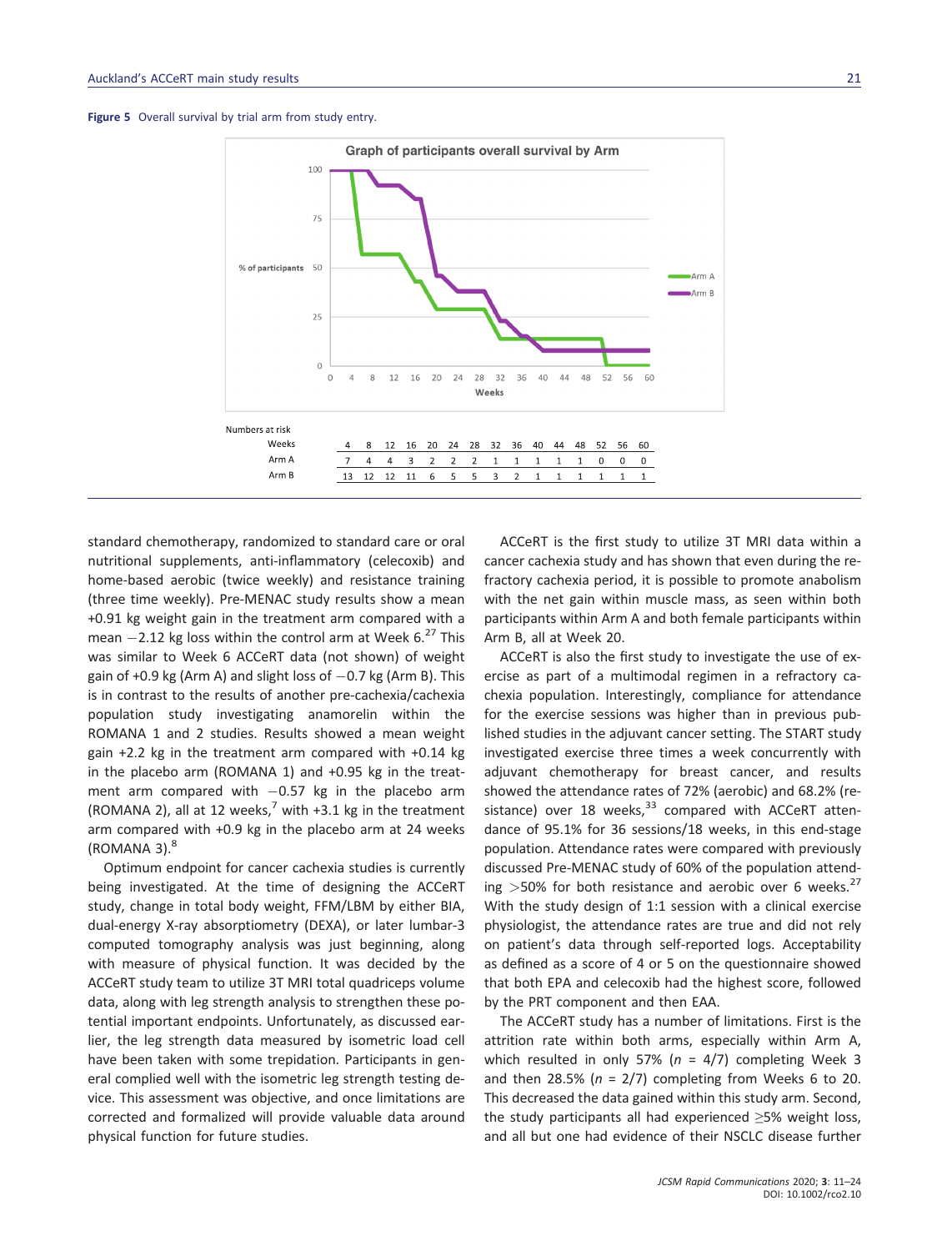**Figure 5** Overall survival by trial arm from study entry.

Numbers at risk

| Weeks | 4 | 8 | 12 | 16 | 20 | 24 | 28 | 32 | 36 | 40 | 44 | 48 | 52 | 56 | 60 |
|---|---|---|---|---|---|---|---|---|---|---|---|---|---|---|---|
| Arm A | 7 | 4 | 4 | 3 | 2 | 2 | 2 | 1 | 1 | 1 | 1 | 1 | 0 | 0 | 0 |
| Arm B | 13 | 12 | 12 | 11 | 6 | 5 | 5 | 3 | 2 | 1 | 1 | 1 | 1 | 1 | 1 |

standard chemotherapy, randomized to standard care or oral nutritional supplements, anti-inflammatory (celecoxib) and home-based aerobic (twice weekly) and resistance training (three time weekly). Pre-MENAC study results show a mean +0.91 kg weight gain in the treatment arm compared with a mean −2.12 kg loss within the control arm at Week 6.[27] This was similar to Week 6 ACCeRT data (not shown) of weight gain of +0.9 kg (Arm A) and slight loss of −0.7 kg (Arm B). This is in contrast to the results of another pre-cachexia/cachexia population study investigating anamorelin within the ROMANA 1 and 2 studies. Results showed a mean weight gain +2.2 kg in the treatment arm compared with +0.14 kg in the placebo arm (ROMANA 1) and +0.95 kg in the treatment arm compared with −0.57 kg in the placebo arm (ROMANA 2), all at 12 weeks,[7] with +3.1 kg in the treatment arm compared with +0.9 kg in the placebo arm at 24 weeks (ROMANA 3).[8]

Optimum endpoint for cancer cachexia studies is currently being investigated. At the time of designing the ACCeRT study, change in total body weight, FFM/LBM by either BIA, dual-energy X-ray absorptiometry (DEXA), or later lumbar-3 computed tomography analysis was just beginning, along with measure of physical function. It was decided by the ACCeRT study team to utilize 3T MRI total quadriceps volume data, along with leg strength analysis to strengthen these potential important endpoints. Unfortunately, as discussed earlier, the leg strength data measured by isometric load cell have been taken with some trepidation. Participants in general complied well with the isometric leg strength testing device. This assessment was objective, and once limitations are corrected and formalized will provide valuable data around physical function for future studies.

ACCeRT is the first study to utilize 3T MRI data within a cancer cachexia study and has shown that even during the refractory cachexia period, it is possible to promote anabolism with the net gain within muscle mass, as seen within both participants within Arm A and both female participants within Arm B, all at Week 20.

ACCeRT is also the first study to investigate the use of exercise as part of a multimodal regimen in a refractory cachexia population. Interestingly, compliance for attendance for the exercise sessions was higher than in previous published studies in the adjuvant cancer setting. The START study investigated exercise three times a week concurrently with adjuvant chemotherapy for breast cancer, and results showed the attendance rates of 72% (aerobic) and 68.2% (resistance) over 18 weeks,[33] compared with ACCeRT attendance of 95.1% for 36 sessions/18 weeks, in this end-stage population. Attendance rates were compared with previously discussed Pre-MENAC study of 60% of the population attending >50% for both resistance and aerobic over 6 weeks.[27] With the study design of 1:1 session with a clinical exercise physiologist, the attendance rates are true and did not rely on patient's data through self-reported logs. Acceptability as defined as a score of 4 or 5 on the questionnaire showed that both EPA and celecoxib had the highest score, followed by the PRT component and then EAA.

The ACCeRT study has a number of limitations. First is the attrition rate within both arms, especially within Arm A, which resulted in only 57% ($n$ = 4/7) completing Week 3 and then 28.5% ($n$ = 2/7) completing from Weeks 6 to 20. This decreased the data gained within this study arm. Second, the study participants all had experienced ≥5% weight loss, and all but one had evidence of their NSCLC disease further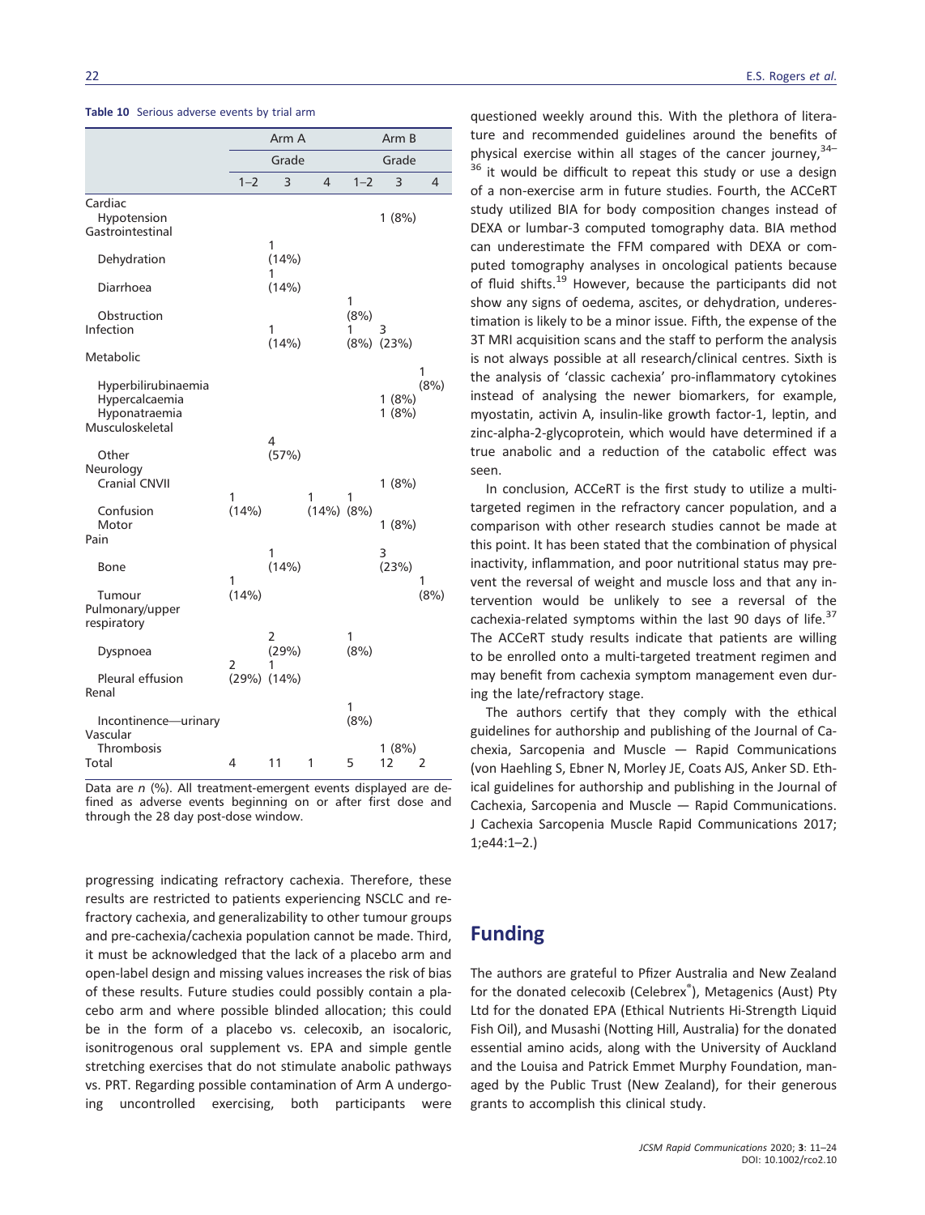**Table 10** Serious adverse events by trial arm

| | Arm A | | | Arm B | | |
|---|---|---|---|---|---|---|
| | Grade | | | Grade | | |
| | 1–2 | 3 | 4 | 1–2 | 3 | 4 |
| Cardiac | | | | | | |
| Hypotension | | | | | 1 (8%) | |
| Gastrointestinal | | | | | | |
| Dehydration | | 1 (14%) | | | | |
| Diarrhoea | | 1 (14%) | | | | |
| Obstruction | | | | 1 (8%) | | |
| Infection | | 1 (14%) | | 1 (8%) | 3 (23%) | |
| Metabolic | | | | | | |
| Hyperbilirubinaemia | | | | | | 1 (8%) |
| Hypercalcaemia | | | | | 1 (8%) | |
| Hyponatraemia | | | | | 1 (8%) | |
| Musculoskeletal | | | | | | |
| Other | | 4 (57%) | | | | |
| Neurology | | | | | | |
| Cranial CNVII | | | | | 1 (8%) | |
| Confusion | 1 (14%) | | 1 (14%) | 1 (8%) | | |
| Motor | | | | | 1 (8%) | |
| Pain | | | | | | |
| Bone | | 1 (14%) | | | 3 (23%) | |
| Tumour | 1 (14%) | | | | | 1 (8%) |
| Pulmonary/upper respiratory | | | | | | |
| Dyspnoea | | 2 (29%) | | 1 (8%) | | |
| Pleural effusion | 2 (29%) | 1 (14%) | | | | |
| Renal | | | | | | |
| Incontinence—urinary | | | | 1 (8%) | | |
| Vascular | | | | | | |
| Thrombosis | | | | | 1 (8%) | |
| Total | 4 | 11 | 1 | 5 | 12 | 2 |

Data are *n* (%). All treatment-emergent events displayed are defined as adverse events beginning on or after first dose and through the 28 day post-dose window.

progressing indicating refractory cachexia. Therefore, these results are restricted to patients experiencing NSCLC and refractory cachexia, and generalizability to other tumour groups and pre-cachexia/cachexia population cannot be made. Third, it must be acknowledged that the lack of a placebo arm and open-label design and missing values increases the risk of bias of these results. Future studies could possibly contain a placebo arm and where possible blinded allocation; this could be in the form of a placebo vs. celecoxib, an isocaloric, isonitrogenous oral supplement vs. EPA and simple gentle stretching exercises that do not stimulate anabolic pathways vs. PRT. Regarding possible contamination of Arm A undergoing uncontrolled exercising, both participants were questioned weekly around this. With the plethora of literature and recommended guidelines around the benefits of physical exercise within all stages of the cancer journey,[34–36] it would be difficult to repeat this study or use a design of a non-exercise arm in future studies. Fourth, the ACCeRT study utilized BIA for body composition changes instead of DEXA or lumbar-3 computed tomography data. BIA method can underestimate the FFM compared with DEXA or computed tomography analyses in oncological patients because of fluid shifts.[19] However, because the participants did not show any signs of oedema, ascites, or dehydration, underestimation is likely to be a minor issue. Fifth, the expense of the 3T MRI acquisition scans and the staff to perform the analysis is not always possible at all research/clinical centres. Sixth is the analysis of 'classic cachexia' pro-inflammatory cytokines instead of analysing the newer biomarkers, for example, myostatin, activin A, insulin-like growth factor-1, leptin, and zinc-alpha-2-glycoprotein, which would have determined if a true anabolic and a reduction of the catabolic effect was seen.

In conclusion, ACCeRT is the first study to utilize a multi-targeted regimen in the refractory cancer population, and a comparison with other research studies cannot be made at this point. It has been stated that the combination of physical inactivity, inflammation, and poor nutritional status may prevent the reversal of weight and muscle loss and that any intervention would be unlikely to see a reversal of the cachexia-related symptoms within the last 90 days of life.[37] The ACCeRT study results indicate that patients are willing to be enrolled onto a multi-targeted treatment regimen and may benefit from cachexia symptom management even during the late/refractory stage.

The authors certify that they comply with the ethical guidelines for authorship and publishing of the Journal of Cachexia, Sarcopenia and Muscle — Rapid Communications (von Haehling S, Ebner N, Morley JE, Coats AJS, Anker SD. Ethical guidelines for authorship and publishing in the Journal of Cachexia, Sarcopenia and Muscle — Rapid Communications. J Cachexia Sarcopenia Muscle Rapid Communications 2017; 1;e44:1–2.)

## Funding

The authors are grateful to Pfizer Australia and New Zealand for the donated celecoxib (Celebrex®), Metagenics (Aust) Pty Ltd for the donated EPA (Ethical Nutrients Hi-Strength Liquid Fish Oil), and Musashi (Notting Hill, Australia) for the donated essential amino acids, along with the University of Auckland and the Louisa and Patrick Emmet Murphy Foundation, managed by the Public Trust (New Zealand), for their generous grants to accomplish this clinical study.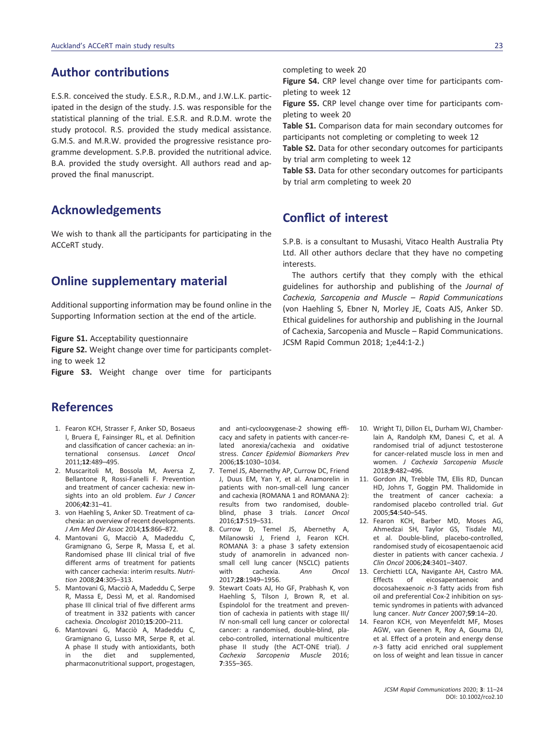## Author contributions

E.S.R. conceived the study. E.S.R., R.D.M., and J.W.L.K. participated in the design of the study. J.S. was responsible for the statistical planning of the trial. E.S.R. and R.D.M. wrote the study protocol. R.S. provided the study medical assistance. G.M.S. and M.R.W. provided the progressive resistance programme development. S.P.B. provided the nutritional advice. B.A. provided the study oversight. All authors read and approved the final manuscript.

## Acknowledgements

We wish to thank all the participants for participating in the ACCeRT study.

## Online supplementary material

Additional supporting information may be found online in the Supporting Information section at the end of the article.

**Figure S1.** Acceptability questionnaire

**Figure S2.** Weight change over time for participants completing to week 12

**Figure S3.** Weight change over time for participants completing to week 20

**Figure S4.** CRP level change over time for participants completing to week 12

**Figure S5.** CRP level change over time for participants completing to week 20

**Table S1.** Comparison data for main secondary outcomes for participants not completing or completing to week 12

**Table S2.** Data for other secondary outcomes for participants by trial arm completing to week 12

**Table S3.** Data for other secondary outcomes for participants by trial arm completing to week 20

## Conflict of interest

S.P.B. is a consultant to Musashi, Vitaco Health Australia Pty Ltd. All other authors declare that they have no competing interests.

The authors certify that they comply with the ethical guidelines for authorship and publishing of the *Journal of Cachexia, Sarcopenia and Muscle – Rapid Communications* (von Haehling S, Ebner N, Morley JE, Coats AJS, Anker SD. Ethical guidelines for authorship and publishing in the Journal of Cachexia, Sarcopenia and Muscle – Rapid Communications. JCSM Rapid Commun 2018; 1;e44:1-2.)

## References

1. Fearon KCH, Strasser F, Anker SD, Bosaeus I, Bruera E, Fainsinger RL, et al. Definition and classification of cancer cachexia: an international consensus. *Lancet Oncol* 2011;**12**:489–495.
2. Muscaritoli M, Bossola M, Aversa Z, Bellantone R, Rossi-Fanelli F. Prevention and treatment of cancer cachexia: new insights into an old problem. *Eur J Cancer* 2006;**42**:31–41.
3. von Haehling S, Anker SD. Treatment of cachexia: an overview of recent developments. *J Am Med Dir Assoc* 2014;**15**:866–872.
4. Mantovani G, Macciò A, Madeddu C, Gramignano G, Serpe R, Massa E, et al. Randomised phase III clinical trial of five different arms of treatment for patients with cancer cachexia: interim results. *Nutrition* 2008;**24**:305–313.
5. Mantovani G, Macciò A, Madeddu C, Serpe R, Massa E, Dessì M, et al. Randomised phase III clinical trial of five different arms of treatment in 332 patients with cancer cachexia. *Oncologist* 2010;**15**:200–211.
6. Mantovani G, Macciò A, Madeddu C, Gramignano G, Lusso MR, Serpe R, et al. A phase II study with antioxidants, both in the diet and supplemented, pharmaconutritional support, progestagen, and anti-cyclooxygenase-2 showing efficacy and safety in patients with cancer-related anorexia/cachexia and oxidative stress. *Cancer Epidemiol Biomarkers Prev* 2006;**15**:1030–1034.
7. Temel JS, Abernethy AP, Currow DC, Friend J, Duus EM, Yan Y, et al. Anamorelin in patients with non-small-cell lung cancer and cachexia (ROMANA 1 and ROMANA 2): results from two randomised, double-blind, phase 3 trials. *Lancet Oncol* 2016;**17**:519–531.
8. Currow D, Temel JS, Abernethy A, Milanowski J, Friend J, Fearon KCH. ROMANA 3: a phase 3 safety extension study of anamorelin in advanced non-small cell lung cancer (NSCLC) patients with cachexia. *Ann Oncol* 2017;**28**:1949–1956.
9. Stewart Coats AJ, Ho GF, Prabhash K, von Haehling S, Tilson J, Brown R, et al. Espindolol for the treatment and prevention of cachexia in patients with stage III/IV non-small cell lung cancer or colorectal cancer: a randomised, double-blind, placebo-controlled, international multicentre phase II study (the ACT-ONE trial). *J Cachexia Sarcopenia Muscle* 2016; **7**:355–365.
10. Wright TJ, Dillon EL, Durham WJ, Chamberlain A, Randolph KM, Danesi C, et al. A randomised trial of adjunct testosterone for cancer-related muscle loss in men and women. *J Cachexia Sarcopenia Muscle* 2018;**9**:482–496.
11. Gordon JN, Trebble TM, Ellis RD, Duncan HD, Johns T, Goggin PM. Thalidomide in the treatment of cancer cachexia: a randomised placebo controlled trial. *Gut* 2005;**54**:540–545.
12. Fearon KCH, Barber MD, Moses AG, Ahmedzai SH, Taylor GS, Tisdale MJ, et al. Double-blind, placebo-controlled, randomised study of eicosapentaenoic acid diester in patients with cancer cachexia. *J Clin Oncol* 2006;**24**:3401–3407.
13. Cerchietti LCA, Navigante AH, Castro MA. Effects of eicosapentaenoic and docosahexaenoic *n*-3 fatty acids from fish oil and preferential Cox-2 inhibition on systemic syndromes in patients with advanced lung cancer. *Nutr Cancer* 2007;**59**:14–20.
14. Fearon KCH, von Meyenfeldt MF, Moses AGW, van Geenen R, Roy A, Gouma DJ, et al. Effect of a protein and energy dense *n*-3 fatty acid enriched oral supplement on loss of weight and lean tissue in cancer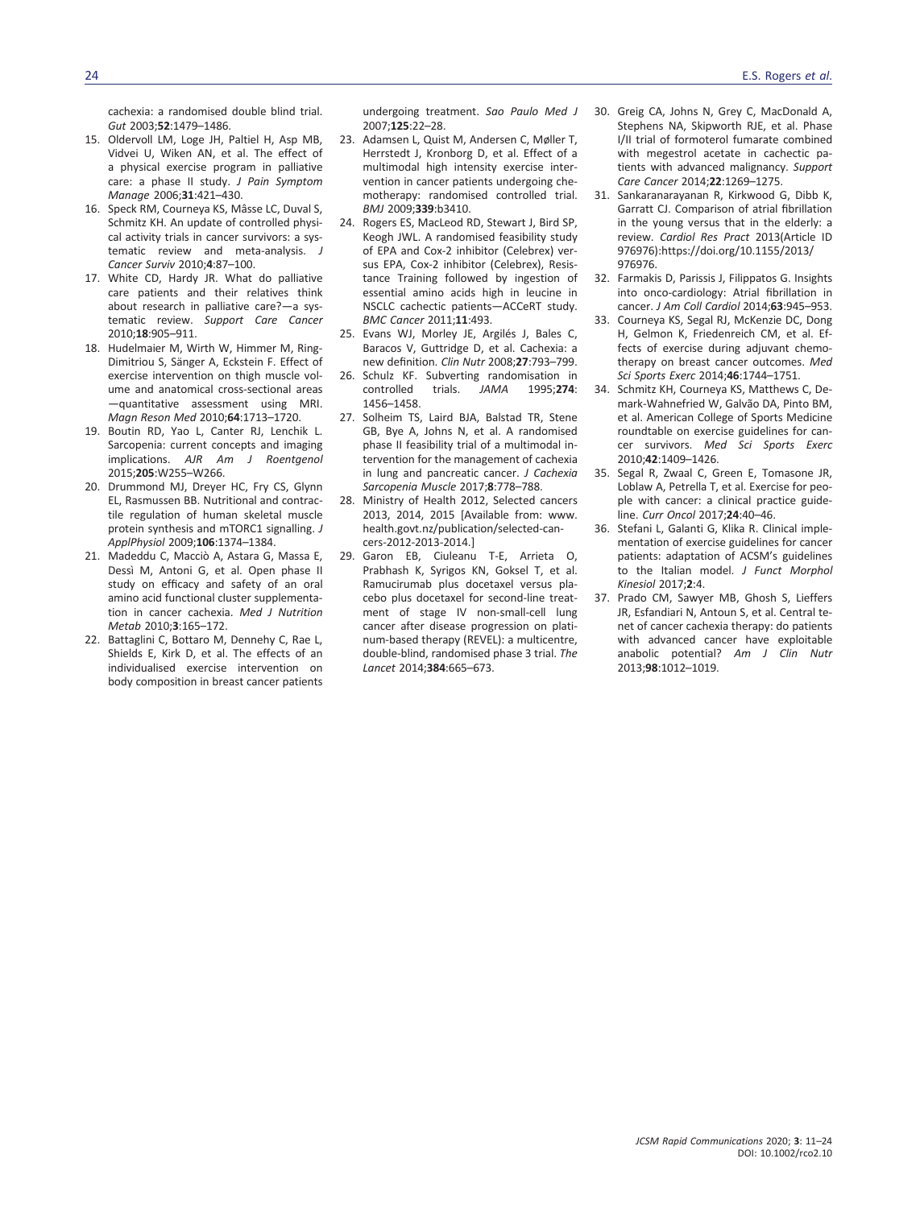cachexia: a randomised double blind trial. *Gut* 2003;**52**:1479–1486.

15. Oldervoll LM, Loge JH, Paltiel H, Asp MB, Vidvei U, Wiken AN, et al. The effect of a physical exercise program in palliative care: a phase II study. *J Pain Symptom Manage* 2006;**31**:421–430.
16. Speck RM, Courneya KS, Mâsse LC, Duval S, Schmitz KH. An update of controlled physical activity trials in cancer survivors: a systematic review and meta-analysis. *J Cancer Surviv* 2010;**4**:87–100.
17. White CD, Hardy JR. What do palliative care patients and their relatives think about research in palliative care?—a systematic review. *Support Care Cancer* 2010;**18**:905–911.
18. Hudelmaier M, Wirth W, Himmer M, Ring-Dimitriou S, Sänger A, Eckstein F. Effect of exercise intervention on thigh muscle volume and anatomical cross-sectional areas—quantitative assessment using MRI. *Magn Reson Med* 2010;**64**:1713–1720.
19. Boutin RD, Yao L, Canter RJ, Lenchik L. Sarcopenia: current concepts and imaging implications. *AJR Am J Roentgenol* 2015;**205**:W255–W266.
20. Drummond MJ, Dreyer HC, Fry CS, Glynn EL, Rasmussen BB. Nutritional and contractile regulation of human skeletal muscle protein synthesis and mTORC1 signalling. *J ApplPhysiol* 2009;**106**:1374–1384.
21. Madeddu C, Macciò A, Astara G, Massa E, Dessì M, Antoni G, et al. Open phase II study on efficacy and safety of an oral amino acid functional cluster supplementation in cancer cachexia. *Med J Nutrition Metab* 2010;**3**:165–172.
22. Battaglini C, Bottaro M, Dennehy C, Rae L, Shields E, Kirk D, et al. The effects of an individualised exercise intervention on body composition in breast cancer patients undergoing treatment. *Sao Paulo Med J* 2007;**125**:22–28.
23. Adamsen L, Quist M, Andersen C, Møller T, Herrstedt J, Kronborg D, et al. Effect of a multimodal high intensity exercise intervention in cancer patients undergoing chemotherapy: randomised controlled trial. *BMJ* 2009;**339**:b3410.
24. Rogers ES, MacLeod RD, Stewart J, Bird SP, Keogh JWL. A randomised feasibility study of EPA and Cox-2 inhibitor (Celebrex) versus EPA, Cox-2 inhibitor (Celebrex), Resistance Training followed by ingestion of essential amino acids high in leucine in NSCLC cachectic patients—ACCeRT study. *BMC Cancer* 2011;**11**:493.
25. Evans WJ, Morley JE, Argilés J, Bales C, Baracos V, Guttridge D, et al. Cachexia: a new definition. *Clin Nutr* 2008;**27**:793–799.
26. Schulz KF. Subverting randomisation in controlled trials. *JAMA* 1995;**274**: 1456–1458.
27. Solheim TS, Laird BJA, Balstad TR, Stene GB, Bye A, Johns N, et al. A randomised phase II feasibility trial of a multimodal intervention for the management of cachexia in lung and pancreatic cancer. *J Cachexia Sarcopenia Muscle* 2017;**8**:778–788.
28. Ministry of Health 2012, Selected cancers 2013, 2014, 2015 [Available from: www.health.govt.nz/publication/selected-cancers-2012-2013-2014.]
29. Garon EB, Ciuleanu T-E, Arrieta O, Prabhash K, Syrigos KN, Goksel T, et al. Ramucirumab plus docetaxel versus placebo plus docetaxel for second-line treatment of stage IV non-small-cell lung cancer after disease progression on platinum-based therapy (REVEL): a multicentre, double-blind, randomised phase 3 trial. *The Lancet* 2014;**384**:665–673.
30. Greig CA, Johns N, Grey C, MacDonald A, Stephens NA, Skipworth RJE, et al. Phase I/II trial of formoterol fumarate combined with megestrol acetate in cachectic patients with advanced malignancy. *Support Care Cancer* 2014;**22**:1269–1275.
31. Sankaranarayanan R, Kirkwood G, Dibb K, Garratt CJ. Comparison of atrial fibrillation in the young versus that in the elderly: a review. *Cardiol Res Pract* 2013(Article ID 976976):https://doi.org/10.1155/2013/976976.
32. Farmakis D, Parissis J, Filippatos G. Insights into onco-cardiology: Atrial fibrillation in cancer. *J Am Coll Cardiol* 2014;**63**:945–953.
33. Courneya KS, Segal RJ, McKenzie DC, Dong H, Gelmon K, Friedenreich CM, et al. Effects of exercise during adjuvant chemotherapy on breast cancer outcomes. *Med Sci Sports Exerc* 2014;**46**:1744–1751.
34. Schmitz KH, Courneya KS, Matthews C, Demark-Wahnefried W, Galvão DA, Pinto BM, et al. American College of Sports Medicine roundtable on exercise guidelines for cancer survivors. *Med Sci Sports Exerc* 2010;**42**:1409–1426.
35. Segal R, Zwaal C, Green E, Tomasone JR, Loblaw A, Petrella T, et al. Exercise for people with cancer: a clinical practice guideline. *Curr Oncol* 2017;**24**:40–46.
36. Stefani L, Galanti G, Klika R. Clinical implementation of exercise guidelines for cancer patients: adaptation of ACSM's guidelines to the Italian model. *J Funct Morphol Kinesiol* 2017;**2**:4.
37. Prado CM, Sawyer MB, Ghosh S, Lieffers JR, Esfandiari N, Antoun S, et al. Central tenet of cancer cachexia therapy: do patients with advanced cancer have exploitable anabolic potential? *Am J Clin Nutr* 2013;**98**:1012–1019.